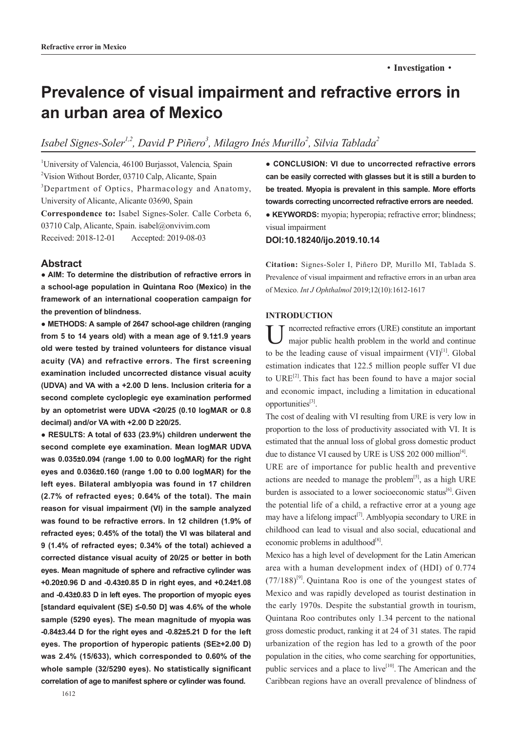• Investigation •

# Prevalence of visual impairment and refractive errors in an urban area of Mexico

*Isabel Signes-Soler[1,2], David P Piñero[3], Milagro Inés Murillo[2], Silvia Tablada[2]*

[1]University of Valencia, 46100 Burjassot, Valencia, Spain
[2]Vision Without Border, 03710 Calp, Alicante, Spain
[3]Department of Optics, Pharmacology and Anatomy, University of Alicante, Alicante 03690, Spain

**Correspondence to:** Isabel Signes-Soler. Calle Corbeta 6, 03710 Calp, Alicante, Spain. isabel@onvivim.com
Received: 2018-12-01 Accepted: 2019-08-03

## Abstract

**● AIM: To determine the distribution of refractive errors in a school-age population in Quintana Roo (Mexico) in the framework of an international cooperation campaign for the prevention of blindness.**

**● METHODS: A sample of 2647 school-age children (ranging from 5 to 14 years old) with a mean age of 9.1±1.9 years old were tested by trained volunteers for distance visual acuity (VA) and refractive errors. The first screening examination included uncorrected distance visual acuity (UDVA) and VA with a +2.00 D lens. Inclusion criteria for a second complete cycloplegic eye examination performed by an optometrist were UDVA <20/25 (0.10 logMAR or 0.8 decimal) and/or VA with +2.00 D ≥20/25.**

**● RESULTS: A total of 633 (23.9%) children underwent the second complete eye examination. Mean logMAR UDVA was 0.035±0.094 (range 1.00 to 0.00 logMAR) for the right eyes and 0.036±0.160 (range 1.00 to 0.00 logMAR) for the left eyes. Bilateral amblyopia was found in 17 children (2.7% of refracted eyes; 0.64% of the total). The main reason for visual impairment (VI) in the sample analyzed was found to be refractive errors. In 12 children (1.9% of refracted eyes; 0.45% of the total) the VI was bilateral and 9 (1.4% of refracted eyes; 0.34% of the total) achieved a corrected distance visual acuity of 20/25 or better in both eyes. Mean magnitude of sphere and refractive cylinder was +0.20±0.96 D and -0.43±0.85 D in right eyes, and +0.24±1.08 and -0.43±0.83 D in left eyes. The proportion of myopic eyes [standard equivalent (SE) ≤-0.50 D] was 4.6% of the whole sample (5290 eyes). The mean magnitude of myopia was -0.84±3.44 D for the right eyes and -0.82±5.21 D for the left eyes. The proportion of hyperopic patients (SE≥+2.00 D) was 2.4% (15/633), which corresponded to 0.60% of the whole sample (32/5290 eyes). No statistically significant correlation of age to manifest sphere or cylinder was found.**

**● CONCLUSION: VI due to uncorrected refractive errors can be easily corrected with glasses but it is still a burden to be treated. Myopia is prevalent in this sample. More efforts towards correcting uncorrected refractive errors are needed.**

**● KEYWORDS:** myopia; hyperopia; refractive error; blindness; visual impairment

**DOI:10.18240/ijo.2019.10.14**

**Citation:** Signes-Soler I, Piñero DP, Murillo MI, Tablada S. Prevalence of visual impairment and refractive errors in an urban area of Mexico. *Int J Ophthalmol* 2019;12(10):1612-1617

## INTRODUCTION

Uncorrected refractive errors (URE) constitute an important major public health problem in the world and continue to be the leading cause of visual impairment (VI)[1]. Global estimation indicates that 122.5 million people suffer VI due to URE[2]. This fact has been found to have a major social and economic impact, including a limitation in educational opportunities[3].

The cost of dealing with VI resulting from URE is very low in proportion to the loss of productivity associated with VI. It is estimated that the annual loss of global gross domestic product due to distance VI caused by URE is US$ 202 000 million[4].

URE are of importance for public health and preventive actions are needed to manage the problem[5], as a high URE burden is associated to a lower socioeconomic status[6]. Given the potential life of a child, a refractive error at a young age may have a lifelong impact[7]. Amblyopia secondary to URE in childhood can lead to visual and also social, educational and economic problems in adulthood[8].

Mexico has a high level of development for the Latin American area with a human development index of (HDI) of 0.774 (77/188)[9]. Quintana Roo is one of the youngest states of Mexico and was rapidly developed as tourist destination in the early 1970s. Despite the substantial growth in tourism, Quintana Roo contributes only 1.34 percent to the national gross domestic product, ranking it at 24 of 31 states. The rapid urbanization of the region has led to a growth of the poor population in the cities, who come searching for opportunities, public services and a place to live[10]. The American and the Caribbean regions have an overall prevalence of blindness of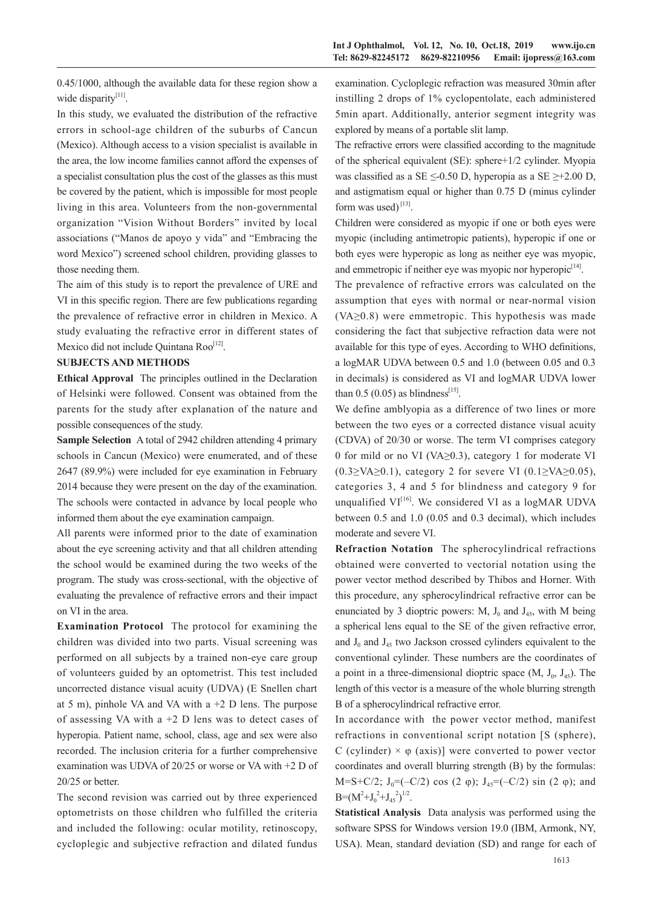0.45/1000, although the available data for these region show a wide disparity[11].

In this study, we evaluated the distribution of the refractive errors in school-age children of the suburbs of Cancun (Mexico). Although access to a vision specialist is available in the area, the low income families cannot afford the expenses of a specialist consultation plus the cost of the glasses as this must be covered by the patient, which is impossible for most people living in this area. Volunteers from the non-governmental organization "Vision Without Borders" invited by local associations ("Manos de apoyo y vida" and "Embracing the word Mexico") screened school children, providing glasses to those needing them.

The aim of this study is to report the prevalence of URE and VI in this specific region. There are few publications regarding the prevalence of refractive error in children in Mexico. A study evaluating the refractive error in different states of Mexico did not include Quintana Roo[12].

## SUBJECTS AND METHODS

**Ethical Approval** The principles outlined in the Declaration of Helsinki were followed. Consent was obtained from the parents for the study after explanation of the nature and possible consequences of the study.

**Sample Selection** A total of 2942 children attending 4 primary schools in Cancun (Mexico) were enumerated, and of these 2647 (89.9%) were included for eye examination in February 2014 because they were present on the day of the examination. The schools were contacted in advance by local people who informed them about the eye examination campaign.

All parents were informed prior to the date of examination about the eye screening activity and that all children attending the school would be examined during the two weeks of the program. The study was cross-sectional, with the objective of evaluating the prevalence of refractive errors and their impact on VI in the area.

**Examination Protocol** The protocol for examining the children was divided into two parts. Visual screening was performed on all subjects by a trained non-eye care group of volunteers guided by an optometrist. This test included uncorrected distance visual acuity (UDVA) (E Snellen chart at 5 m), pinhole VA and VA with a +2 D lens. The purpose of assessing VA with a +2 D lens was to detect cases of hyperopia. Patient name, school, class, age and sex were also recorded. The inclusion criteria for a further comprehensive examination was UDVA of 20/25 or worse or VA with +2 D of 20/25 or better.

The second revision was carried out by three experienced optometrists on those children who fulfilled the criteria and included the following: ocular motility, retinoscopy, cycloplegic and subjective refraction and dilated fundus examination. Cycloplegic refraction was measured 30min after instilling 2 drops of 1% cyclopentolate, each administered 5min apart. Additionally, anterior segment integrity was explored by means of a portable slit lamp.

The refractive errors were classified according to the magnitude of the spherical equivalent (SE): sphere+1/2 cylinder. Myopia was classified as a SE $\leq$-0.50 D, hyperopia as a SE $\geq$+2.00 D, and astigmatism equal or higher than 0.75 D (minus cylinder form was used)[13].

Children were considered as myopic if one or both eyes were myopic (including antimetropic patients), hyperopic if one or both eyes were hyperopic as long as neither eye was myopic, and emmetropic if neither eye was myopic nor hyperopic[14].

The prevalence of refractive errors was calculated on the assumption that eyes with normal or near-normal vision (VA$\geq$0.8) were emmetropic. This hypothesis was made considering the fact that subjective refraction data were not available for this type of eyes. According to WHO definitions, a logMAR UDVA between 0.5 and 1.0 (between 0.05 and 0.3 in decimals) is considered as VI and logMAR UDVA lower than 0.5 (0.05) as blindness[15].

We define amblyopia as a difference of two lines or more between the two eyes or a corrected distance visual acuity (CDVA) of 20/30 or worse. The term VI comprises category 0 for mild or no VI (VA$\geq$0.3), category 1 for moderate VI (0.3$\geq$VA$\geq$0.1), category 2 for severe VI (0.1$\geq$VA$\geq$0.05), categories 3, 4 and 5 for blindness and category 9 for unqualified VI[16]. We considered VI as a logMAR UDVA between 0.5 and 1.0 (0.05 and 0.3 decimal), which includes moderate and severe VI.

**Refraction Notation** The spherocylindrical refractions obtained were converted to vectorial notation using the power vector method described by Thibos and Horner. With this procedure, any spherocylindrical refractive error can be enunciated by 3 dioptric powers: M, $J_0$ and $J_{45}$, with M being a spherical lens equal to the SE of the given refractive error, and $J_0$ and $J_{45}$ two Jackson crossed cylinders equivalent to the conventional cylinder. These numbers are the coordinates of a point in a three-dimensional dioptric space (M, $J_0$, $J_{45}$). The length of this vector is a measure of the whole blurring strength B of a spherocylindrical refractive error.

In accordance with the power vector method, manifest refractions in conventional script notation [S (sphere), C (cylinder) × φ (axis)] were converted to power vector coordinates and overall blurring strength (B) by the formulas: $M=S+C/2$; $J_0=(-C/2)\cos(2\varphi)$; $J_{45}=(-C/2)\sin(2\varphi)$; and $B=(M^2+J_0^2+J_{45}^2)^{1/2}$.

**Statistical Analysis** Data analysis was performed using the software SPSS for Windows version 19.0 (IBM, Armonk, NY, USA). Mean, standard deviation (SD) and range for each of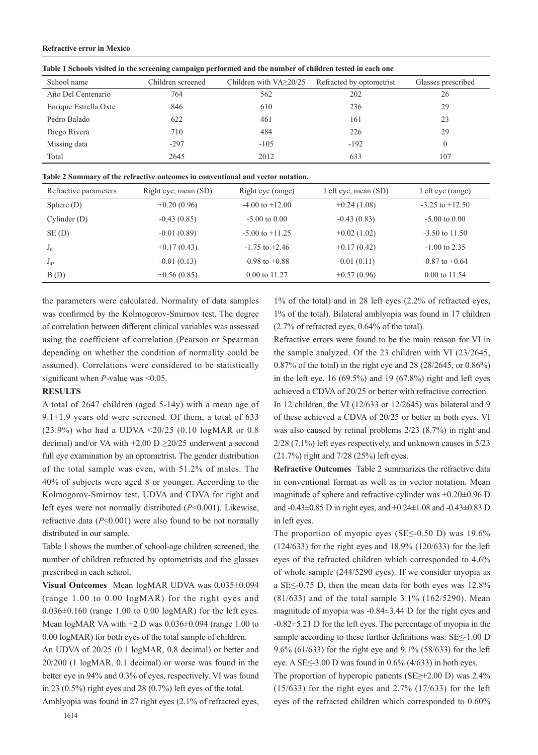**Table 1 Schools visited in the screening campaign performed and the number of children tested in each one**

| School name | Children screened | Children with VA≥20/25 | Refracted by optometrist | Glasses prescribed |
|---|---|---|---|---|
| Año Del Centenario | 764 | 562 | 202 | 26 |
| Enrique Estrella Oxte | 846 | 610 | 236 | 29 |
| Pedro Balado | 622 | 461 | 161 | 23 |
| Diego Rivera | 710 | 484 | 226 | 29 |
| Missing data | -297 | -105 | -192 | 0 |
| Total | 2645 | 2012 | 633 | 107 |

**Table 2 Summary of the refractive outcomes in conventional and vector notation.**

| Refractive parameters | Right eye, mean (SD) | Right eye (range) | Left eye, mean (SD) | Left eye (range) |
|---|---|---|---|---|
| Sphere (D) | +0.20 (0.96) | -4.00 to +12.00 | +0.24 (1.08) | -3.25 to +12.50 |
| Cylinder (D) | -0.43 (0.85) | -5.00 to 0.00 | -0.43 (0.83) | -5.00 to 0.00 |
| SE (D) | -0.01 (0.89) | -5.00 to +11.25 | +0.02 (1.02) | -3.50 to 11.50 |
| $J_0$ | +0.17 (0.43) | -1.75 to +2.46 | +0.17 (0.42) | -1.00 to 2.35 |
| $J_{45}$ | -0.01 (0.13) | -0.98 to +0.88 | -0.01 (0.11) | -0.87 to +0.64 |
| B (D) | +0.56 (0.85) | 0.00 to 11.27 | +0.57 (0.96) | 0.00 to 11.54 |

the parameters were calculated. Normality of data samples was confirmed by the Kolmogorov-Smirnov test. The degree of correlation between different clinical variables was assessed using the coefficient of correlation (Pearson or Spearman depending on whether the condition of normality could be assumed). Correlations were considered to be statistically significant when *P*-value was <0.05.

## RESULTS

A total of 2647 children (aged 5-14y) with a mean age of 9.1±1.9 years old were screened. Of them, a total of 633 (23.9%) who had a UDVA <20/25 (0.10 logMAR or 0.8 decimal) and/or VA with +2.00 D ≥20/25 underwent a second full eye examination by an optometrist. The gender distribution of the total sample was even, with 51.2% of males. The 40% of subjects were aged 8 or younger. According to the Kolmogorov-Smirnov test, UDVA and CDVA for right and left eyes were not normally distributed (*P*<0.001). Likewise, refractive data (*P*<0.001) were also found to be not normally distributed in our sample.

Table 1 shows the number of school-age children screened, the number of children refracted by optometrists and the glasses prescribed in each school.

**Visual Outcomes** Mean logMAR UDVA was 0.035±0.094 (range 1.00 to 0.00 logMAR) for the right eyes and 0.036±0.160 (range 1.00 to 0.00 logMAR) for the left eyes. Mean logMAR VA with +2 D was 0.036±0.094 (range 1.00 to 0.00 logMAR) for both eyes of the total sample of children.

An UDVA of 20/25 (0.1 logMAR, 0.8 decimal) or better and 20/200 (1 logMAR, 0.1 decimal) or worse was found in the better eye in 94% and 0.3% of eyes, respectively. VI was found in 23 (0.5%) right eyes and 28 (0.7%) left eyes of the total.

Amblyopia was found in 27 right eyes (2.1% of refracted eyes, 1% of the total) and in 28 left eyes (2.2% of refracted eyes, 1% of the total). Bilateral amblyopia was found in 17 children (2.7% of refracted eyes, 0.64% of the total).

Refractive errors were found to be the main reason for VI in the sample analyzed. Of the 23 children with VI (23/2645, 0.87% of the total) in the right eye and 28 (28/2645, or 0.86%) in the left eye, 16 (69.5%) and 19 (67.8%) right and left eyes achieved a CDVA of 20/25 or better with refractive correction. In 12 children, the VI (12/633 or 12/2645) was bilateral and 9 of these achieved a CDVA of 20/25 or better in both eyes. VI was also caused by retinal problems 2/23 (8.7%) in right and 2/28 (7.1%) left eyes respectively, and unknown causes in 5/23 (21.7%) right and 7/28 (25%) left eyes.

**Refractive Outcomes** Table 2 summarizes the refractive data in conventional format as well as in vector notation. Mean magnitude of sphere and refractive cylinder was +0.20±0.96 D and -0.43±0.85 D in right eyes, and +0.24±1.08 and -0.43±0.83 D in left eyes.

The proportion of myopic eyes (SE≤-0.50 D) was 19.6% (124/633) for the right eyes and 18.9% (120/633) for the left eyes of the refracted children which corresponded to 4.6% of whole sample (244/5290 eyes). If we consider myopia as a SE≤-0.75 D, then the mean data for both eyes was 12.8% (81/633) and of the total sample 3.1% (162/5290). Mean magnitude of myopia was -0.84±3.44 D for the right eyes and -0.82±5.21 D for the left eyes. The percentage of myopia in the sample according to these further definitions was: SE≤-1.00 D 9.6% (61/633) for the right eye and 9.1% (58/633) for the left eye. A SE≤-3.00 D was found in 0.6% (4/633) in both eyes.

The proportion of hyperopic patients (SE≥+2.00 D) was 2.4% (15/633) for the right eyes and 2.7% (17/633) for the left eyes of the refracted children which corresponded to 0.60%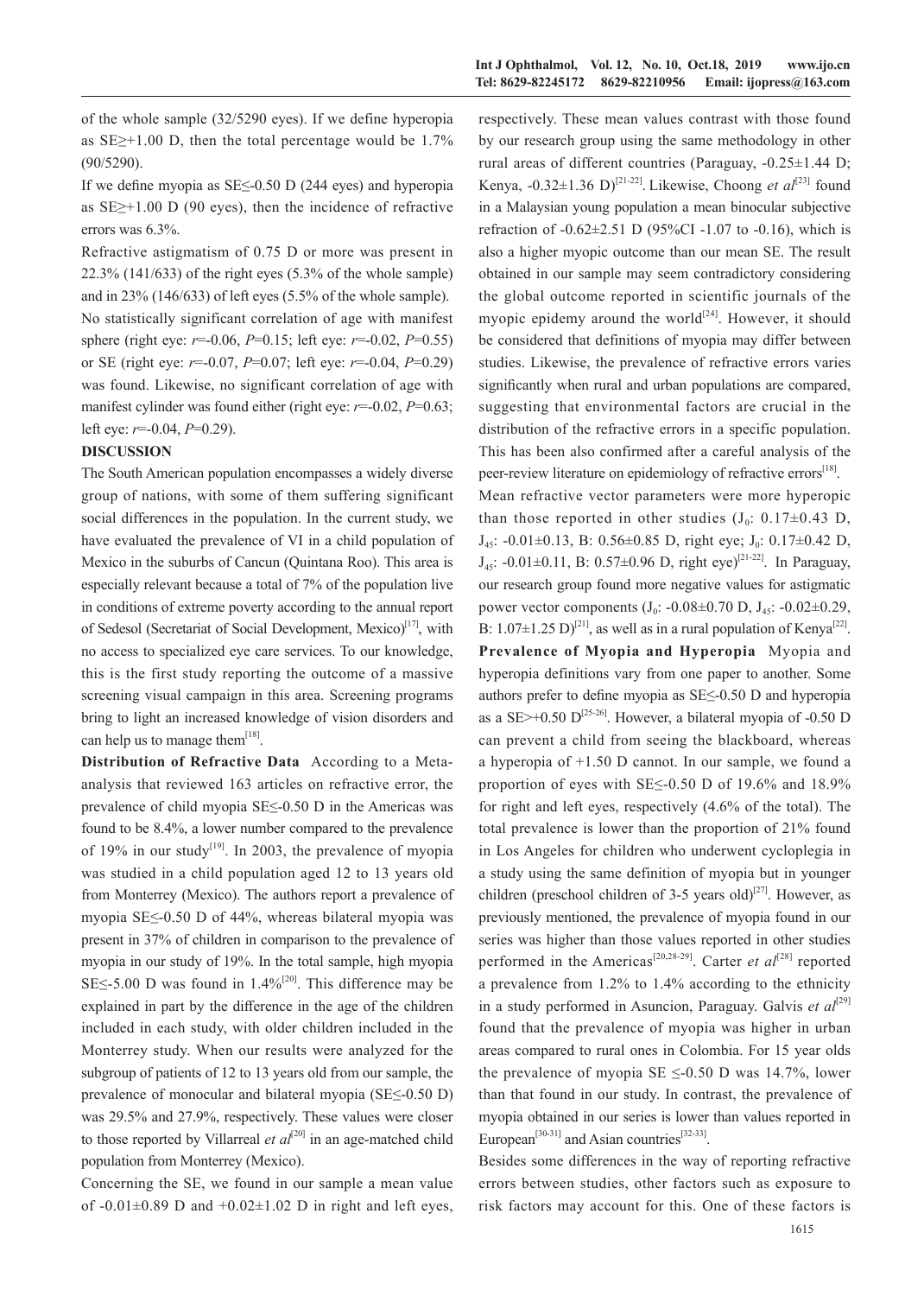of the whole sample (32/5290 eyes). If we define hyperopia as SE≥+1.00 D, then the total percentage would be 1.7% (90/5290).

If we define myopia as SE≤-0.50 D (244 eyes) and hyperopia as SE≥+1.00 D (90 eyes), then the incidence of refractive errors was 6.3%.

Refractive astigmatism of 0.75 D or more was present in 22.3% (141/633) of the right eyes (5.3% of the whole sample) and in 23% (146/633) of left eyes (5.5% of the whole sample).

No statistically significant correlation of age with manifest sphere (right eye: $r$=-0.06, $P$=0.15; left eye: $r$=-0.02, $P$=0.55) or SE (right eye: $r$=-0.07, $P$=0.07; left eye: $r$=-0.04, $P$=0.29) was found. Likewise, no significant correlation of age with manifest cylinder was found either (right eye: $r$=-0.02, $P$=0.63; left eye: $r$=-0.04, $P$=0.29).

## DISCUSSION

The South American population encompasses a widely diverse group of nations, with some of them suffering significant social differences in the population. In the current study, we have evaluated the prevalence of VI in a child population of Mexico in the suburbs of Cancun (Quintana Roo). This area is especially relevant because a total of 7% of the population live in conditions of extreme poverty according to the annual report of Sedesol (Secretariat of Social Development, Mexico)[17], with no access to specialized eye care services. To our knowledge, this is the first study reporting the outcome of a massive screening visual campaign in this area. Screening programs bring to light an increased knowledge of vision disorders and can help us to manage them[18].

**Distribution of Refractive Data** According to a Meta-analysis that reviewed 163 articles on refractive error, the prevalence of child myopia SE≤-0.50 D in the Americas was found to be 8.4%, a lower number compared to the prevalence of 19% in our study[19]. In 2003, the prevalence of myopia was studied in a child population aged 12 to 13 years old from Monterrey (Mexico). The authors report a prevalence of myopia SE≤-0.50 D of 44%, whereas bilateral myopia was present in 37% of children in comparison to the prevalence of myopia in our study of 19%. In the total sample, high myopia SE≤-5.00 D was found in 1.4%[20]. This difference may be explained in part by the difference in the age of the children included in each study, with older children included in the Monterrey study. When our results were analyzed for the subgroup of patients of 12 to 13 years old from our sample, the prevalence of monocular and bilateral myopia (SE≤-0.50 D) was 29.5% and 27.9%, respectively. These values were closer to those reported by Villarreal *et al*[20] in an age-matched child population from Monterrey (Mexico).

Concerning the SE, we found in our sample a mean value of -0.01±0.89 D and +0.02±1.02 D in right and left eyes, respectively. These mean values contrast with those found by our research group using the same methodology in other rural areas of different countries (Paraguay, -0.25±1.44 D; Kenya, -0.32±1.36 D)[21-22]. Likewise, Choong *et al*[23] found in a Malaysian young population a mean binocular subjective refraction of -0.62±2.51 D (95%CI -1.07 to -0.16), which is also a higher myopic outcome than our mean SE. The result obtained in our sample may seem contradictory considering the global outcome reported in scientific journals of the myopic epidemy around the world[24]. However, it should be considered that definitions of myopia may differ between studies. Likewise, the prevalence of refractive errors varies significantly when rural and urban populations are compared, suggesting that environmental factors are crucial in the distribution of the refractive errors in a specific population. This has been also confirmed after a careful analysis of the peer-review literature on epidemiology of refractive errors[18].

Mean refractive vector parameters were more hyperopic than those reported in other studies ($J_0$: 0.17±0.43 D, $J_{45}$: -0.01±0.13, B: 0.56±0.85 D, right eye; $J_0$: 0.17±0.42 D, $J_{45}$: -0.01±0.11, B: 0.57±0.96 D, right eye)[21-22]. In Paraguay, our research group found more negative values for astigmatic power vector components ($J_0$: -0.08±0.70 D, $J_{45}$: -0.02±0.29, B: 1.07±1.25 D)[21], as well as in a rural population of Kenya[22].

**Prevalence of Myopia and Hyperopia** Myopia and hyperopia definitions vary from one paper to another. Some authors prefer to define myopia as SE≤-0.50 D and hyperopia as a SE>+0.50 D[25-26]. However, a bilateral myopia of -0.50 D can prevent a child from seeing the blackboard, whereas a hyperopia of +1.50 D cannot. In our sample, we found a proportion of eyes with SE≤-0.50 D of 19.6% and 18.9% for right and left eyes, respectively (4.6% of the total). The total prevalence is lower than the proportion of 21% found in Los Angeles for children who underwent cycloplegia in a study using the same definition of myopia but in younger children (preschool children of 3-5 years old)[27]. However, as previously mentioned, the prevalence of myopia found in our series was higher than those values reported in other studies performed in the Americas[20,28-29]. Carter *et al*[28] reported a prevalence from 1.2% to 1.4% according to the ethnicity in a study performed in Asuncion, Paraguay. Galvis *et al*[29] found that the prevalence of myopia was higher in urban areas compared to rural ones in Colombia. For 15 year olds the prevalence of myopia SE ≤-0.50 D was 14.7%, lower than that found in our study. In contrast, the prevalence of myopia obtained in our series is lower than values reported in European[30-31] and Asian countries[32-33].

Besides some differences in the way of reporting refractive errors between studies, other factors such as exposure to risk factors may account for this. One of these factors is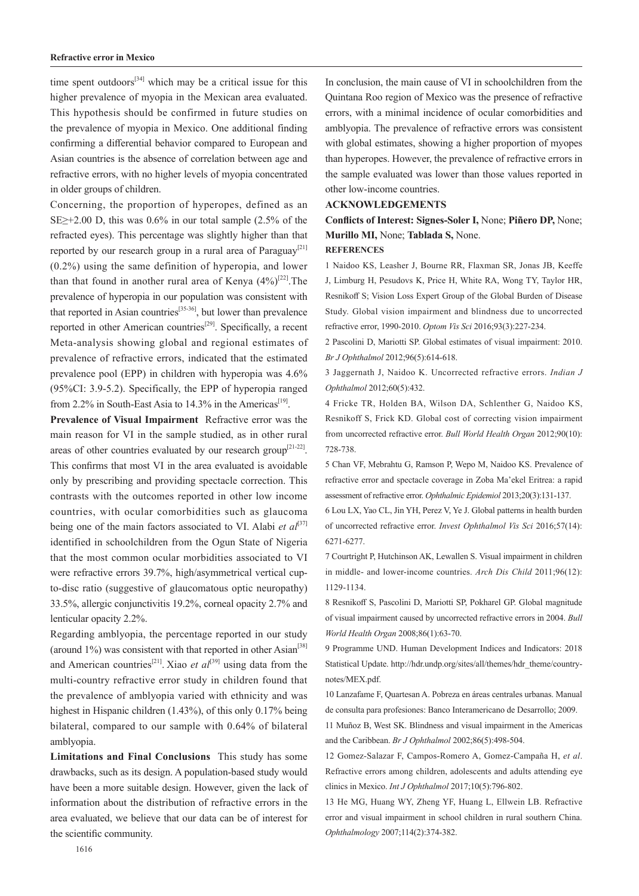time spent outdoors[34] which may be a critical issue for this higher prevalence of myopia in the Mexican area evaluated. This hypothesis should be confirmed in future studies on the prevalence of myopia in Mexico. One additional finding confirming a differential behavior compared to European and Asian countries is the absence of correlation between age and refractive errors, with no higher levels of myopia concentrated in older groups of children.

Concerning, the proportion of hyperopes, defined as an SE≥+2.00 D, this was 0.6% in our total sample (2.5% of the refracted eyes). This percentage was slightly higher than that reported by our research group in a rural area of Paraguay[21] (0.2%) using the same definition of hyperopia, and lower than that found in another rural area of Kenya (4%)[22].The prevalence of hyperopia in our population was consistent with that reported in Asian countries[35-36], but lower than prevalence reported in other American countries[29]. Specifically, a recent Meta-analysis showing global and regional estimates of prevalence of refractive errors, indicated that the estimated prevalence pool (EPP) in children with hyperopia was 4.6% (95%CI: 3.9-5.2). Specifically, the EPP of hyperopia ranged from 2.2% in South-East Asia to 14.3% in the Americas[19].

**Prevalence of Visual Impairment** Refractive error was the main reason for VI in the sample studied, as in other rural areas of other countries evaluated by our research group[21-22]. This confirms that most VI in the area evaluated is avoidable only by prescribing and providing spectacle correction. This contrasts with the outcomes reported in other low income countries, with ocular comorbidities such as glaucoma being one of the main factors associated to VI. Alabi *et al*[37] identified in schoolchildren from the Ogun State of Nigeria that the most common ocular morbidities associated to VI were refractive errors 39.7%, high/asymmetrical vertical cup-to-disc ratio (suggestive of glaucomatous optic neuropathy) 33.5%, allergic conjunctivitis 19.2%, corneal opacity 2.7% and lenticular opacity 2.2%.

Regarding amblyopia, the percentage reported in our study (around 1%) was consistent with that reported in other Asian[38] and American countries[21]. Xiao *et al*[39] using data from the multi-country refractive error study in children found that the prevalence of amblyopia varied with ethnicity and was highest in Hispanic children (1.43%), of this only 0.17% being bilateral, compared to our sample with 0.64% of bilateral amblyopia.

**Limitations and Final Conclusions** This study has some drawbacks, such as its design. A population-based study would have been a more suitable design. However, given the lack of information about the distribution of refractive errors in the area evaluated, we believe that our data can be of interest for the scientific community.

In conclusion, the main cause of VI in schoolchildren from the Quintana Roo region of Mexico was the presence of refractive errors, with a minimal incidence of ocular comorbidities and amblyopia. The prevalence of refractive errors was consistent with global estimates, showing a higher proportion of myopes than hyperopes. However, the prevalence of refractive errors in the sample evaluated was lower than those values reported in other low-income countries.

## ACKNOWLEDGEMENTS

**Conflicts of Interest: Signes-Soler I,** None; **Piñero DP,** None; **Murillo MI,** None; **Tablada S,** None.

## REFERENCES

1 Naidoo KS, Leasher J, Bourne RR, Flaxman SR, Jonas JB, Keeffe J, Limburg H, Pesudovs K, Price H, White RA, Wong TY, Taylor HR, Resnikoff S; Vision Loss Expert Group of the Global Burden of Disease Study. Global vision impairment and blindness due to uncorrected refractive error, 1990-2010. *Optom Vis Sci* 2016;93(3):227-234.

2 Pascolini D, Mariotti SP. Global estimates of visual impairment: 2010. *Br J Ophthalmol* 2012;96(5):614-618.

3 Jaggernath J, Naidoo K. Uncorrected refractive errors. *Indian J Ophthalmol* 2012;60(5):432.

4 Fricke TR, Holden BA, Wilson DA, Schlenther G, Naidoo KS, Resnikoff S, Frick KD. Global cost of correcting vision impairment from uncorrected refractive error. *Bull World Health Organ* 2012;90(10):728-738.

5 Chan VF, Mebrahtu G, Ramson P, Wepo M, Naidoo KS. Prevalence of refractive error and spectacle coverage in Zoba Ma'ekel Eritrea: a rapid assessment of refractive error. *Ophthalmic Epidemiol* 2013;20(3):131-137.

6 Lou LX, Yao CL, Jin YH, Perez V, Ye J. Global patterns in health burden of uncorrected refractive error. *Invest Ophthalmol Vis Sci* 2016;57(14):6271-6277.

7 Courtright P, Hutchinson AK, Lewallen S. Visual impairment in children in middle- and lower-income countries. *Arch Dis Child* 2011;96(12):1129-1134.

8 Resnikoff S, Pascolini D, Mariotti SP, Pokharel GP. Global magnitude of visual impairment caused by uncorrected refractive errors in 2004. *Bull World Health Organ* 2008;86(1):63-70.

9 Programme UND. Human Development Indices and Indicators: 2018 Statistical Update. http://hdr.undp.org/sites/all/themes/hdr_theme/country-notes/MEX.pdf.

10 Lanzafame F, Quartesan A. Pobreza en áreas centrales urbanas. Manual de consulta para profesiones: Banco Interamericano de Desarrollo; 2009.

11 Muñoz B, West SK. Blindness and visual impairment in the Americas and the Caribbean. *Br J Ophthalmol* 2002;86(5):498-504.

12 Gomez-Salazar F, Campos-Romero A, Gomez-Campaña H, *et al*. Refractive errors among children, adolescents and adults attending eye clinics in Mexico. *Int J Ophthalmol* 2017;10(5):796-802.

13 He MG, Huang WY, Zheng YF, Huang L, Ellwein LB. Refractive error and visual impairment in school children in rural southern China. *Ophthalmology* 2007;114(2):374-382.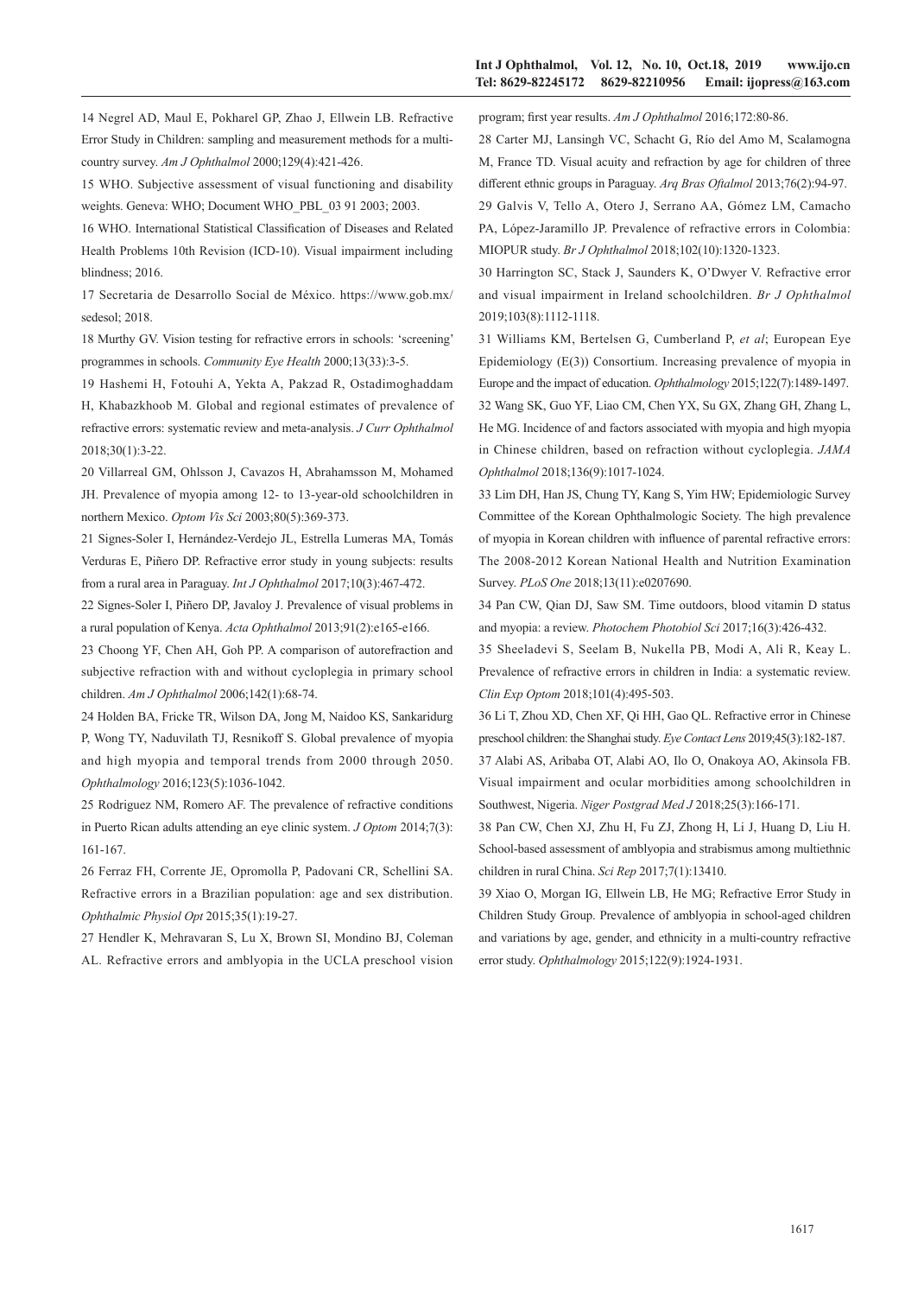14 Negrel AD, Maul E, Pokharel GP, Zhao J, Ellwein LB. Refractive Error Study in Children: sampling and measurement methods for a multi-country survey. *Am J Ophthalmol* 2000;129(4):421-426.

15 WHO. Subjective assessment of visual functioning and disability weights. Geneva: WHO; Document WHO_PBL_03 91 2003; 2003.

16 WHO. International Statistical Classification of Diseases and Related Health Problems 10th Revision (ICD-10). Visual impairment including blindness; 2016.

17 Secretaria de Desarrollo Social de México. https://www.gob.mx/sedesol; 2018.

18 Murthy GV. Vision testing for refractive errors in schools: 'screening' programmes in schools. *Community Eye Health* 2000;13(33):3-5.

19 Hashemi H, Fotouhi A, Yekta A, Pakzad R, Ostadimoghaddam H, Khabazkhoob M. Global and regional estimates of prevalence of refractive errors: systematic review and meta-analysis. *J Curr Ophthalmol* 2018;30(1):3-22.

20 Villarreal GM, Ohlsson J, Cavazos H, Abrahamsson M, Mohamed JH. Prevalence of myopia among 12- to 13-year-old schoolchildren in northern Mexico. *Optom Vis Sci* 2003;80(5):369-373.

21 Signes-Soler I, Hernández-Verdejo JL, Estrella Lumeras MA, Tomás Verduras E, Piñero DP. Refractive error study in young subjects: results from a rural area in Paraguay. *Int J Ophthalmol* 2017;10(3):467-472.

22 Signes-Soler I, Piñero DP, Javaloy J. Prevalence of visual problems in a rural population of Kenya. *Acta Ophthalmol* 2013;91(2):e165-e166.

23 Choong YF, Chen AH, Goh PP. A comparison of autorefraction and subjective refraction with and without cycloplegia in primary school children. *Am J Ophthalmol* 2006;142(1):68-74.

24 Holden BA, Fricke TR, Wilson DA, Jong M, Naidoo KS, Sankaridurg P, Wong TY, Naduvilath TJ, Resnikoff S. Global prevalence of myopia and high myopia and temporal trends from 2000 through 2050. *Ophthalmology* 2016;123(5):1036-1042.

25 Rodriguez NM, Romero AF. The prevalence of refractive conditions in Puerto Rican adults attending an eye clinic system. *J Optom* 2014;7(3):161-167.

26 Ferraz FH, Corrente JE, Opromolla P, Padovani CR, Schellini SA. Refractive errors in a Brazilian population: age and sex distribution. *Ophthalmic Physiol Opt* 2015;35(1):19-27.

27 Hendler K, Mehravaran S, Lu X, Brown SI, Mondino BJ, Coleman AL. Refractive errors and amblyopia in the UCLA preschool vision program; first year results. *Am J Ophthalmol* 2016;172:80-86.

28 Carter MJ, Lansingh VC, Schacht G, Río del Amo M, Scalamogna M, France TD. Visual acuity and refraction by age for children of three different ethnic groups in Paraguay. *Arq Bras Oftalmol* 2013;76(2):94-97.

29 Galvis V, Tello A, Otero J, Serrano AA, Gómez LM, Camacho PA, López-Jaramillo JP. Prevalence of refractive errors in Colombia: MIOPUR study. *Br J Ophthalmol* 2018;102(10):1320-1323.

30 Harrington SC, Stack J, Saunders K, O'Dwyer V. Refractive error and visual impairment in Ireland schoolchildren. *Br J Ophthalmol* 2019;103(8):1112-1118.

31 Williams KM, Bertelsen G, Cumberland P, *et al*; European Eye Epidemiology (E(3)) Consortium. Increasing prevalence of myopia in Europe and the impact of education. *Ophthalmology* 2015;122(7):1489-1497.

32 Wang SK, Guo YF, Liao CM, Chen YX, Su GX, Zhang GH, Zhang L, He MG. Incidence of and factors associated with myopia and high myopia in Chinese children, based on refraction without cycloplegia. *JAMA Ophthalmol* 2018;136(9):1017-1024.

33 Lim DH, Han JS, Chung TY, Kang S, Yim HW; Epidemiologic Survey Committee of the Korean Ophthalmologic Society. The high prevalence of myopia in Korean children with influence of parental refractive errors: The 2008-2012 Korean National Health and Nutrition Examination Survey. *PLoS One* 2018;13(11):e0207690.

34 Pan CW, Qian DJ, Saw SM. Time outdoors, blood vitamin D status and myopia: a review. *Photochem Photobiol Sci* 2017;16(3):426-432.

35 Sheeladevi S, Seelam B, Nukella PB, Modi A, Ali R, Keay L. Prevalence of refractive errors in children in India: a systematic review. *Clin Exp Optom* 2018;101(4):495-503.

36 Li T, Zhou XD, Chen XF, Qi HH, Gao QL. Refractive error in Chinese preschool children: the Shanghai study. *Eye Contact Lens* 2019;45(3):182-187.

37 Alabi AS, Aribaba OT, Alabi AO, Ilo O, Onakoya AO, Akinsola FB. Visual impairment and ocular morbidities among schoolchildren in Southwest, Nigeria. *Niger Postgrad Med J* 2018;25(3):166-171.

38 Pan CW, Chen XJ, Zhu H, Fu ZJ, Zhong H, Li J, Huang D, Liu H. School-based assessment of amblyopia and strabismus among multiethnic children in rural China. *Sci Rep* 2017;7(1):13410.

39 Xiao O, Morgan IG, Ellwein LB, He MG; Refractive Error Study in Children Study Group. Prevalence of amblyopia in school-aged children and variations by age, gender, and ethnicity in a multi-country refractive error study. *Ophthalmology* 2015;122(9):1924-1931.